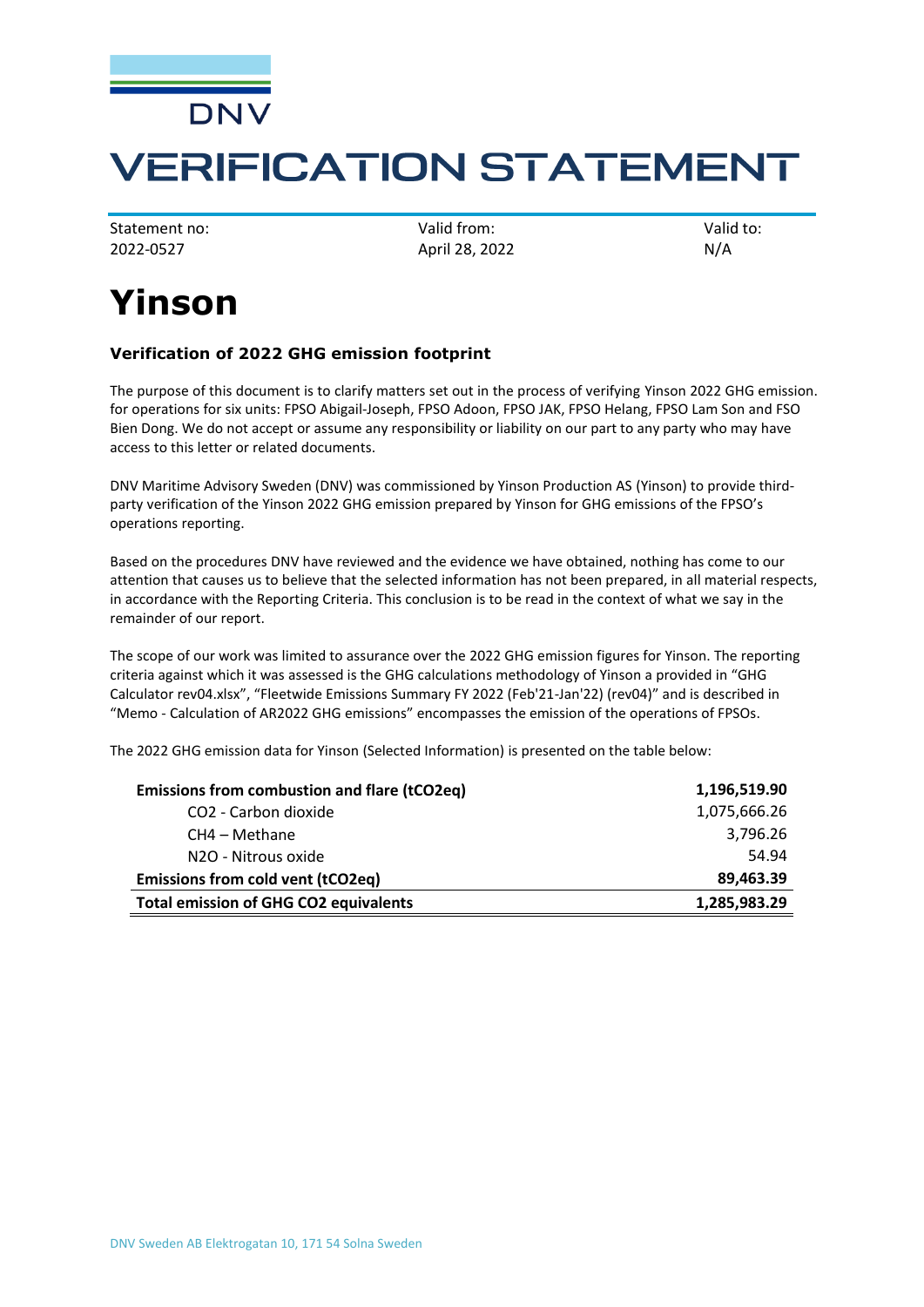DNV

# VERIFICATION STATEMENT

| Statement no: | Valid from: | Valid to: |
|---|---|---|
| 2022-0527 | April 28, 2022 | N/A |

# Yinson

### Verification of 2022 GHG emission footprint

The purpose of this document is to clarify matters set out in the process of verifying Yinson 2022 GHG emission. for operations for six units: FPSO Abigail-Joseph, FPSO Adoon, FPSO JAK, FPSO Helang, FPSO Lam Son and FSO Bien Dong. We do not accept or assume any responsibility or liability on our part to any party who may have access to this letter or related documents.

DNV Maritime Advisory Sweden (DNV) was commissioned by Yinson Production AS (Yinson) to provide third-party verification of the Yinson 2022 GHG emission prepared by Yinson for GHG emissions of the FPSO's operations reporting.

Based on the procedures DNV have reviewed and the evidence we have obtained, nothing has come to our attention that causes us to believe that the selected information has not been prepared, in all material respects, in accordance with the Reporting Criteria. This conclusion is to be read in the context of what we say in the remainder of our report.

The scope of our work was limited to assurance over the 2022 GHG emission figures for Yinson. The reporting criteria against which it was assessed is the GHG calculations methodology of Yinson a provided in "GHG Calculator rev04.xlsx", "Fleetwide Emissions Summary FY 2022 (Feb'21-Jan'22) (rev04)" and is described in "Memo - Calculation of AR2022 GHG emissions" encompasses the emission of the operations of FPSOs.

The 2022 GHG emission data for Yinson (Selected Information) is presented on the table below:

| | |
|---|---|
| **Emissions from combustion and flare (tCO2eq)** | **1,196,519.90** |
| CO2 - Carbon dioxide | 1,075,666.26 |
| CH4 – Methane | 3,796.26 |
| N2O - Nitrous oxide | 54.94 |
| **Emissions from cold vent (tCO2eq)** | **89,463.39** |
| **Total emission of GHG CO2 equivalents** | **1,285,983.29** |

DNV Sweden AB Elektrogatan 10, 171 54 Solna Sweden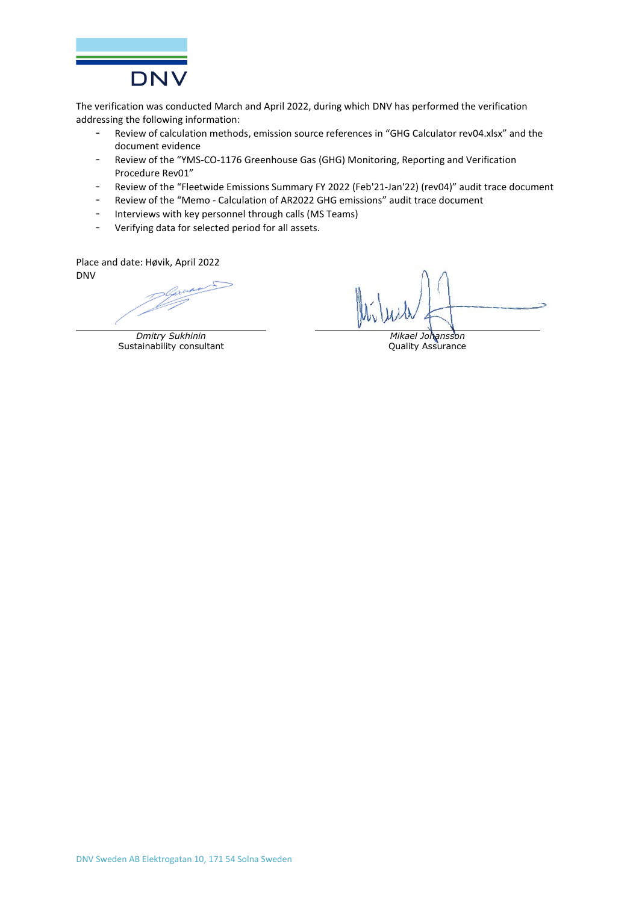The verification was conducted March and April 2022, during which DNV has performed the verification addressing the following information:

- Review of calculation methods, emission source references in "GHG Calculator rev04.xlsx" and the document evidence
- Review of the "YMS-CO-1176 Greenhouse Gas (GHG) Monitoring, Reporting and Verification Procedure Rev01"
- Review of the "Fleetwide Emissions Summary FY 2022 (Feb'21-Jan'22) (rev04)" audit trace document
- Review of the "Memo - Calculation of AR2022 GHG emissions" audit trace document
- Interviews with key personnel through calls (MS Teams)
- Verifying data for selected period for all assets.

Place and date: Høvik, April 2022
DNV

*Dmitry Sukhinin*
Sustainability consultant

*Mikael Johansson*
Quality Assurance

DNV Sweden AB Elektrogatan 10, 171 54 Solna Sweden